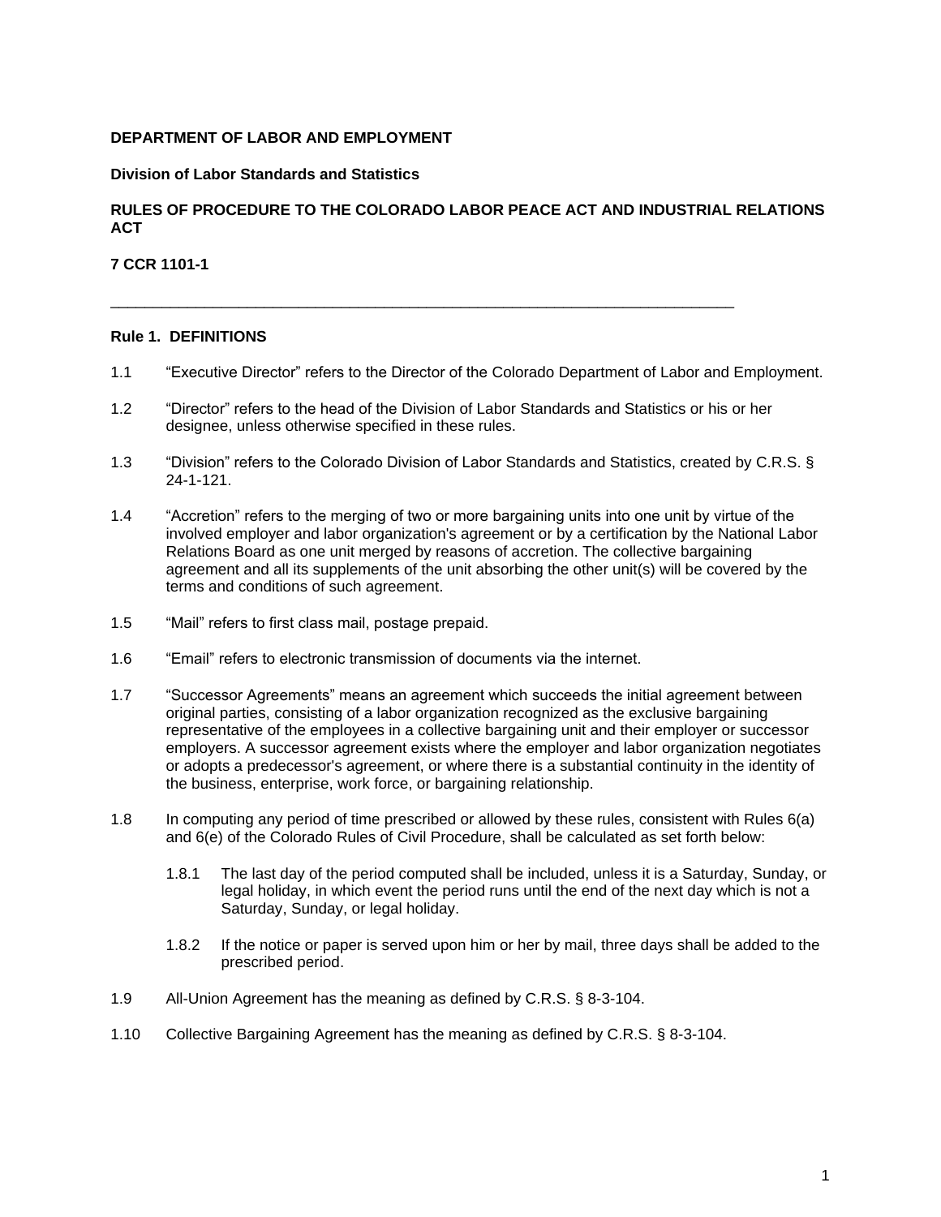**DEPARTMENT OF LABOR AND EMPLOYMENT**

**Division of Labor Standards and Statistics**

**RULES OF PROCEDURE TO THE COLORADO LABOR PEACE ACT AND INDUSTRIAL RELATIONS ACT**

**7 CCR 1101-1**

---

## Rule 1. DEFINITIONS

1.1 "Executive Director" refers to the Director of the Colorado Department of Labor and Employment.

1.2 "Director" refers to the head of the Division of Labor Standards and Statistics or his or her designee, unless otherwise specified in these rules.

1.3 "Division" refers to the Colorado Division of Labor Standards and Statistics, created by C.R.S. § 24-1-121.

1.4 "Accretion" refers to the merging of two or more bargaining units into one unit by virtue of the involved employer and labor organization's agreement or by a certification by the National Labor Relations Board as one unit merged by reasons of accretion. The collective bargaining agreement and all its supplements of the unit absorbing the other unit(s) will be covered by the terms and conditions of such agreement.

1.5 "Mail" refers to first class mail, postage prepaid.

1.6 "Email" refers to electronic transmission of documents via the internet.

1.7 "Successor Agreements" means an agreement which succeeds the initial agreement between original parties, consisting of a labor organization recognized as the exclusive bargaining representative of the employees in a collective bargaining unit and their employer or successor employers. A successor agreement exists where the employer and labor organization negotiates or adopts a predecessor's agreement, or where there is a substantial continuity in the identity of the business, enterprise, work force, or bargaining relationship.

1.8 In computing any period of time prescribed or allowed by these rules, consistent with Rules 6(a) and 6(e) of the Colorado Rules of Civil Procedure, shall be calculated as set forth below:

1.8.1 The last day of the period computed shall be included, unless it is a Saturday, Sunday, or legal holiday, in which event the period runs until the end of the next day which is not a Saturday, Sunday, or legal holiday.

1.8.2 If the notice or paper is served upon him or her by mail, three days shall be added to the prescribed period.

1.9 All-Union Agreement has the meaning as defined by C.R.S. § 8-3-104.

1.10 Collective Bargaining Agreement has the meaning as defined by C.R.S. § 8-3-104.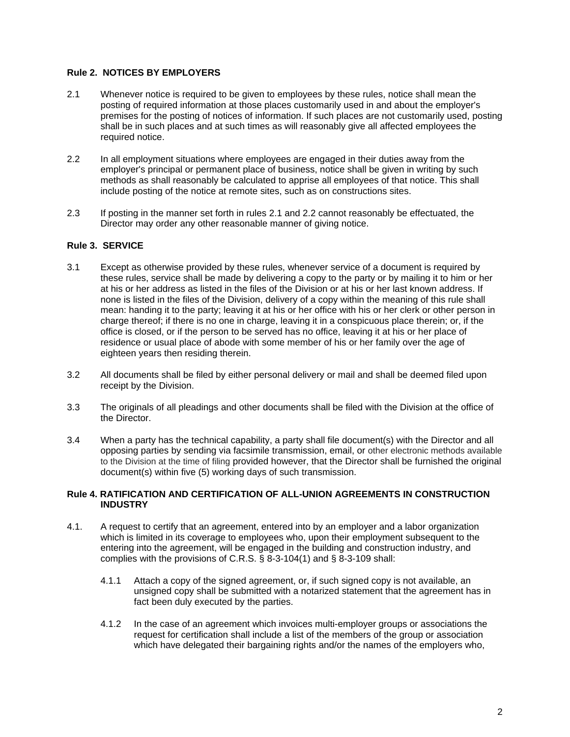**Rule 2. NOTICES BY EMPLOYERS**

2.1 Whenever notice is required to be given to employees by these rules, notice shall mean the posting of required information at those places customarily used in and about the employer's premises for the posting of notices of information. If such places are not customarily used, posting shall be in such places and at such times as will reasonably give all affected employees the required notice.

2.2 In all employment situations where employees are engaged in their duties away from the employer's principal or permanent place of business, notice shall be given in writing by such methods as shall reasonably be calculated to apprise all employees of that notice. This shall include posting of the notice at remote sites, such as on constructions sites.

2.3 If posting in the manner set forth in rules 2.1 and 2.2 cannot reasonably be effectuated, the Director may order any other reasonable manner of giving notice.

**Rule 3. SERVICE**

3.1 Except as otherwise provided by these rules, whenever service of a document is required by these rules, service shall be made by delivering a copy to the party or by mailing it to him or her at his or her address as listed in the files of the Division or at his or her last known address. If none is listed in the files of the Division, delivery of a copy within the meaning of this rule shall mean: handing it to the party; leaving it at his or her office with his or her clerk or other person in charge thereof; if there is no one in charge, leaving it in a conspicuous place therein; or, if the office is closed, or if the person to be served has no office, leaving it at his or her place of residence or usual place of abode with some member of his or her family over the age of eighteen years then residing therein.

3.2 All documents shall be filed by either personal delivery or mail and shall be deemed filed upon receipt by the Division.

3.3 The originals of all pleadings and other documents shall be filed with the Division at the office of the Director.

3.4 When a party has the technical capability, a party shall file document(s) with the Director and all opposing parties by sending via facsimile transmission, email, or other electronic methods available to the Division at the time of filing provided however, that the Director shall be furnished the original document(s) within five (5) working days of such transmission.

**Rule 4. RATIFICATION AND CERTIFICATION OF ALL-UNION AGREEMENTS IN CONSTRUCTION INDUSTRY**

4.1. A request to certify that an agreement, entered into by an employer and a labor organization which is limited in its coverage to employees who, upon their employment subsequent to the entering into the agreement, will be engaged in the building and construction industry, and complies with the provisions of C.R.S. § 8-3-104(1) and § 8-3-109 shall:

4.1.1 Attach a copy of the signed agreement, or, if such signed copy is not available, an unsigned copy shall be submitted with a notarized statement that the agreement has in fact been duly executed by the parties.

4.1.2 In the case of an agreement which invoices multi-employer groups or associations the request for certification shall include a list of the members of the group or association which have delegated their bargaining rights and/or the names of the employers who,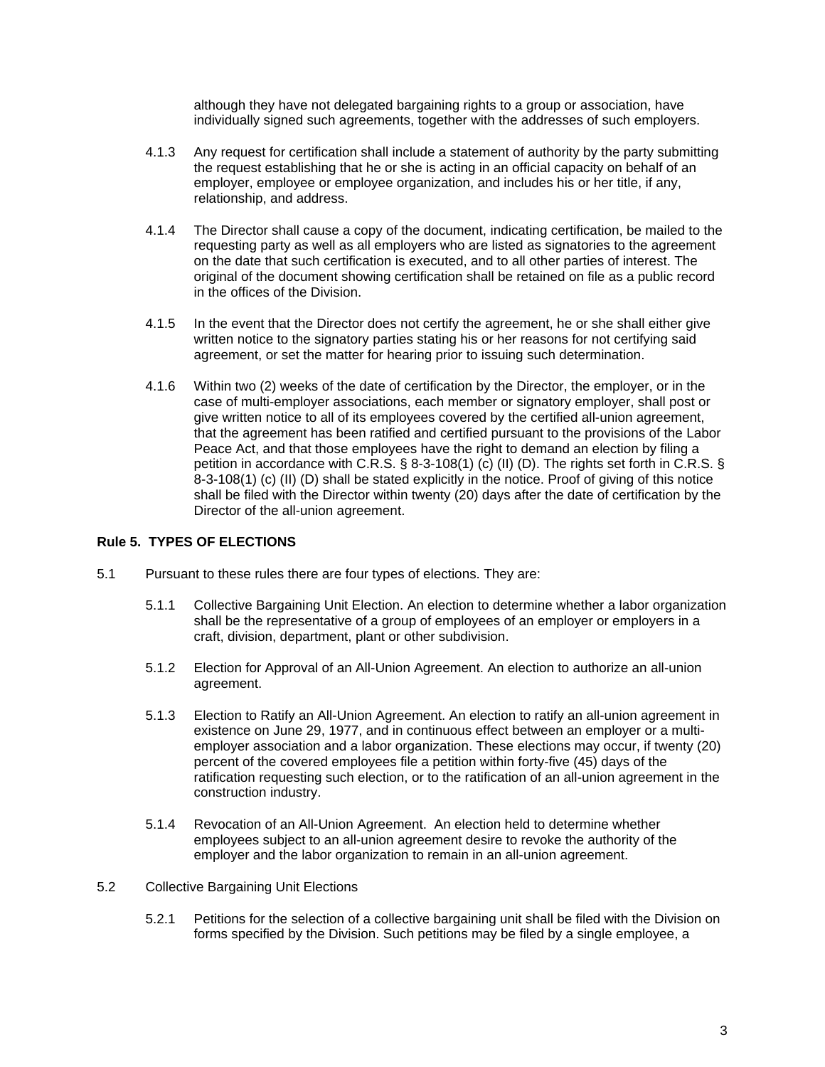although they have not delegated bargaining rights to a group or association, have individually signed such agreements, together with the addresses of such employers.

4.1.3 Any request for certification shall include a statement of authority by the party submitting the request establishing that he or she is acting in an official capacity on behalf of an employer, employee or employee organization, and includes his or her title, if any, relationship, and address.

4.1.4 The Director shall cause a copy of the document, indicating certification, be mailed to the requesting party as well as all employers who are listed as signatories to the agreement on the date that such certification is executed, and to all other parties of interest. The original of the document showing certification shall be retained on file as a public record in the offices of the Division.

4.1.5 In the event that the Director does not certify the agreement, he or she shall either give written notice to the signatory parties stating his or her reasons for not certifying said agreement, or set the matter for hearing prior to issuing such determination.

4.1.6 Within two (2) weeks of the date of certification by the Director, the employer, or in the case of multi-employer associations, each member or signatory employer, shall post or give written notice to all of its employees covered by the certified all-union agreement, that the agreement has been ratified and certified pursuant to the provisions of the Labor Peace Act, and that those employees have the right to demand an election by filing a petition in accordance with C.R.S. § 8-3-108(1) (c) (II) (D). The rights set forth in C.R.S. § 8-3-108(1) (c) (II) (D) shall be stated explicitly in the notice. Proof of giving of this notice shall be filed with the Director within twenty (20) days after the date of certification by the Director of the all-union agreement.

**Rule 5. TYPES OF ELECTIONS**

5.1 Pursuant to these rules there are four types of elections. They are:

5.1.1 Collective Bargaining Unit Election. An election to determine whether a labor organization shall be the representative of a group of employees of an employer or employers in a craft, division, department, plant or other subdivision.

5.1.2 Election for Approval of an All-Union Agreement. An election to authorize an all-union agreement.

5.1.3 Election to Ratify an All-Union Agreement. An election to ratify an all-union agreement in existence on June 29, 1977, and in continuous effect between an employer or a multi-employer association and a labor organization. These elections may occur, if twenty (20) percent of the covered employees file a petition within forty-five (45) days of the ratification requesting such election, or to the ratification of an all-union agreement in the construction industry.

5.1.4 Revocation of an All-Union Agreement. An election held to determine whether employees subject to an all-union agreement desire to revoke the authority of the employer and the labor organization to remain in an all-union agreement.

5.2 Collective Bargaining Unit Elections

5.2.1 Petitions for the selection of a collective bargaining unit shall be filed with the Division on forms specified by the Division. Such petitions may be filed by a single employee, a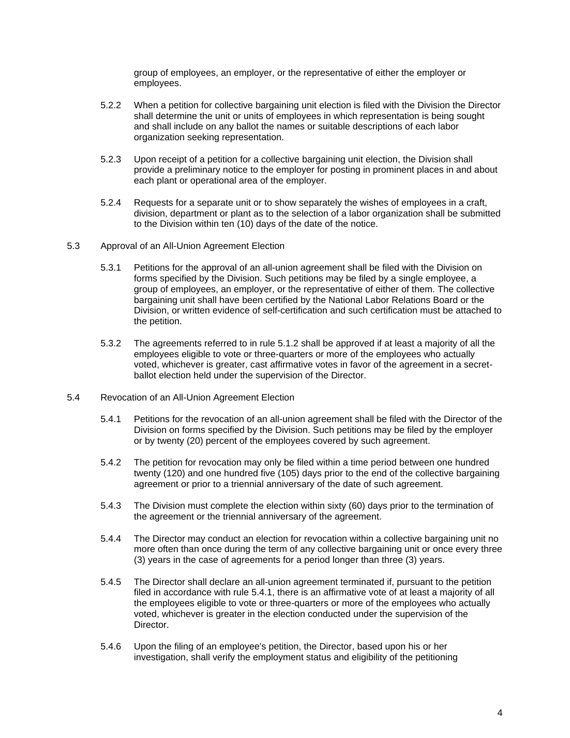group of employees, an employer, or the representative of either the employer or employees.

5.2.2 When a petition for collective bargaining unit election is filed with the Division the Director shall determine the unit or units of employees in which representation is being sought and shall include on any ballot the names or suitable descriptions of each labor organization seeking representation.

5.2.3 Upon receipt of a petition for a collective bargaining unit election, the Division shall provide a preliminary notice to the employer for posting in prominent places in and about each plant or operational area of the employer.

5.2.4 Requests for a separate unit or to show separately the wishes of employees in a craft, division, department or plant as to the selection of a labor organization shall be submitted to the Division within ten (10) days of the date of the notice.

5.3 Approval of an All-Union Agreement Election

5.3.1 Petitions for the approval of an all-union agreement shall be filed with the Division on forms specified by the Division. Such petitions may be filed by a single employee, a group of employees, an employer, or the representative of either of them. The collective bargaining unit shall have been certified by the National Labor Relations Board or the Division, or written evidence of self-certification and such certification must be attached to the petition.

5.3.2 The agreements referred to in rule 5.1.2 shall be approved if at least a majority of all the employees eligible to vote or three-quarters or more of the employees who actually voted, whichever is greater, cast affirmative votes in favor of the agreement in a secret-ballot election held under the supervision of the Director.

5.4 Revocation of an All-Union Agreement Election

5.4.1 Petitions for the revocation of an all-union agreement shall be filed with the Director of the Division on forms specified by the Division. Such petitions may be filed by the employer or by twenty (20) percent of the employees covered by such agreement.

5.4.2 The petition for revocation may only be filed within a time period between one hundred twenty (120) and one hundred five (105) days prior to the end of the collective bargaining agreement or prior to a triennial anniversary of the date of such agreement.

5.4.3 The Division must complete the election within sixty (60) days prior to the termination of the agreement or the triennial anniversary of the agreement.

5.4.4 The Director may conduct an election for revocation within a collective bargaining unit no more often than once during the term of any collective bargaining unit or once every three (3) years in the case of agreements for a period longer than three (3) years.

5.4.5 The Director shall declare an all-union agreement terminated if, pursuant to the petition filed in accordance with rule 5.4.1, there is an affirmative vote of at least a majority of all the employees eligible to vote or three-quarters or more of the employees who actually voted, whichever is greater in the election conducted under the supervision of the Director.

5.4.6 Upon the filing of an employee's petition, the Director, based upon his or her investigation, shall verify the employment status and eligibility of the petitioning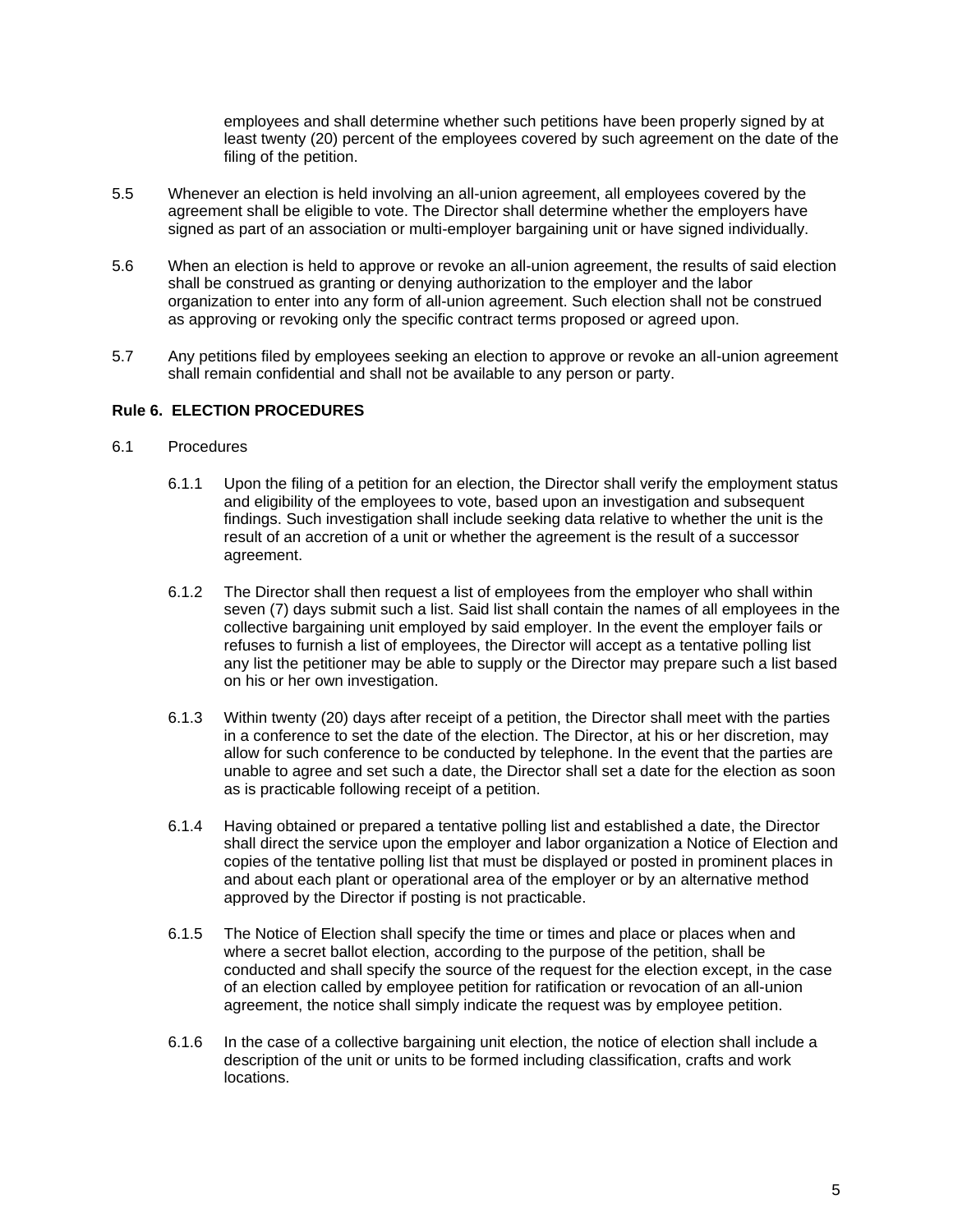employees and shall determine whether such petitions have been properly signed by at least twenty (20) percent of the employees covered by such agreement on the date of the filing of the petition.

5.5 Whenever an election is held involving an all-union agreement, all employees covered by the agreement shall be eligible to vote. The Director shall determine whether the employers have signed as part of an association or multi-employer bargaining unit or have signed individually.

5.6 When an election is held to approve or revoke an all-union agreement, the results of said election shall be construed as granting or denying authorization to the employer and the labor organization to enter into any form of all-union agreement. Such election shall not be construed as approving or revoking only the specific contract terms proposed or agreed upon.

5.7 Any petitions filed by employees seeking an election to approve or revoke an all-union agreement shall remain confidential and shall not be available to any person or party.

**Rule 6. ELECTION PROCEDURES**

6.1 Procedures

6.1.1 Upon the filing of a petition for an election, the Director shall verify the employment status and eligibility of the employees to vote, based upon an investigation and subsequent findings. Such investigation shall include seeking data relative to whether the unit is the result of an accretion of a unit or whether the agreement is the result of a successor agreement.

6.1.2 The Director shall then request a list of employees from the employer who shall within seven (7) days submit such a list. Said list shall contain the names of all employees in the collective bargaining unit employed by said employer. In the event the employer fails or refuses to furnish a list of employees, the Director will accept as a tentative polling list any list the petitioner may be able to supply or the Director may prepare such a list based on his or her own investigation.

6.1.3 Within twenty (20) days after receipt of a petition, the Director shall meet with the parties in a conference to set the date of the election. The Director, at his or her discretion, may allow for such conference to be conducted by telephone. In the event that the parties are unable to agree and set such a date, the Director shall set a date for the election as soon as is practicable following receipt of a petition.

6.1.4 Having obtained or prepared a tentative polling list and established a date, the Director shall direct the service upon the employer and labor organization a Notice of Election and copies of the tentative polling list that must be displayed or posted in prominent places in and about each plant or operational area of the employer or by an alternative method approved by the Director if posting is not practicable.

6.1.5 The Notice of Election shall specify the time or times and place or places when and where a secret ballot election, according to the purpose of the petition, shall be conducted and shall specify the source of the request for the election except, in the case of an election called by employee petition for ratification or revocation of an all-union agreement, the notice shall simply indicate the request was by employee petition.

6.1.6 In the case of a collective bargaining unit election, the notice of election shall include a description of the unit or units to be formed including classification, crafts and work locations.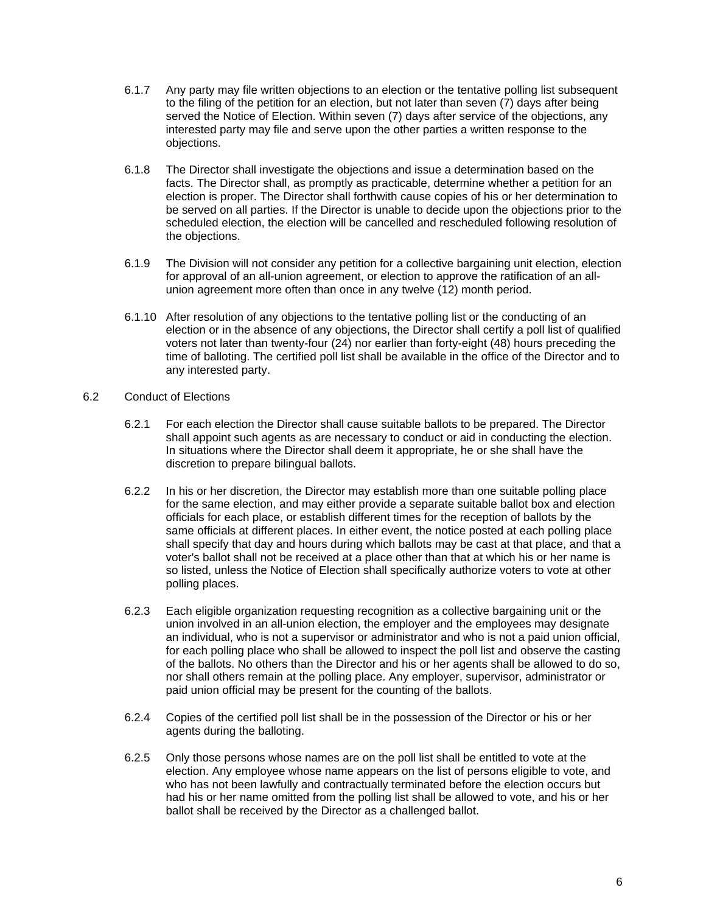6.1.7 Any party may file written objections to an election or the tentative polling list subsequent to the filing of the petition for an election, but not later than seven (7) days after being served the Notice of Election. Within seven (7) days after service of the objections, any interested party may file and serve upon the other parties a written response to the objections.

6.1.8 The Director shall investigate the objections and issue a determination based on the facts. The Director shall, as promptly as practicable, determine whether a petition for an election is proper. The Director shall forthwith cause copies of his or her determination to be served on all parties. If the Director is unable to decide upon the objections prior to the scheduled election, the election will be cancelled and rescheduled following resolution of the objections.

6.1.9 The Division will not consider any petition for a collective bargaining unit election, election for approval of an all-union agreement, or election to approve the ratification of an all-union agreement more often than once in any twelve (12) month period.

6.1.10 After resolution of any objections to the tentative polling list or the conducting of an election or in the absence of any objections, the Director shall certify a poll list of qualified voters not later than twenty-four (24) nor earlier than forty-eight (48) hours preceding the time of balloting. The certified poll list shall be available in the office of the Director and to any interested party.

## 6.2 Conduct of Elections

6.2.1 For each election the Director shall cause suitable ballots to be prepared. The Director shall appoint such agents as are necessary to conduct or aid in conducting the election. In situations where the Director shall deem it appropriate, he or she shall have the discretion to prepare bilingual ballots.

6.2.2 In his or her discretion, the Director may establish more than one suitable polling place for the same election, and may either provide a separate suitable ballot box and election officials for each place, or establish different times for the reception of ballots by the same officials at different places. In either event, the notice posted at each polling place shall specify that day and hours during which ballots may be cast at that place, and that a voter's ballot shall not be received at a place other than that at which his or her name is so listed, unless the Notice of Election shall specifically authorize voters to vote at other polling places.

6.2.3 Each eligible organization requesting recognition as a collective bargaining unit or the union involved in an all-union election, the employer and the employees may designate an individual, who is not a supervisor or administrator and who is not a paid union official, for each polling place who shall be allowed to inspect the poll list and observe the casting of the ballots. No others than the Director and his or her agents shall be allowed to do so, nor shall others remain at the polling place. Any employer, supervisor, administrator or paid union official may be present for the counting of the ballots.

6.2.4 Copies of the certified poll list shall be in the possession of the Director or his or her agents during the balloting.

6.2.5 Only those persons whose names are on the poll list shall be entitled to vote at the election. Any employee whose name appears on the list of persons eligible to vote, and who has not been lawfully and contractually terminated before the election occurs but had his or her name omitted from the polling list shall be allowed to vote, and his or her ballot shall be received by the Director as a challenged ballot.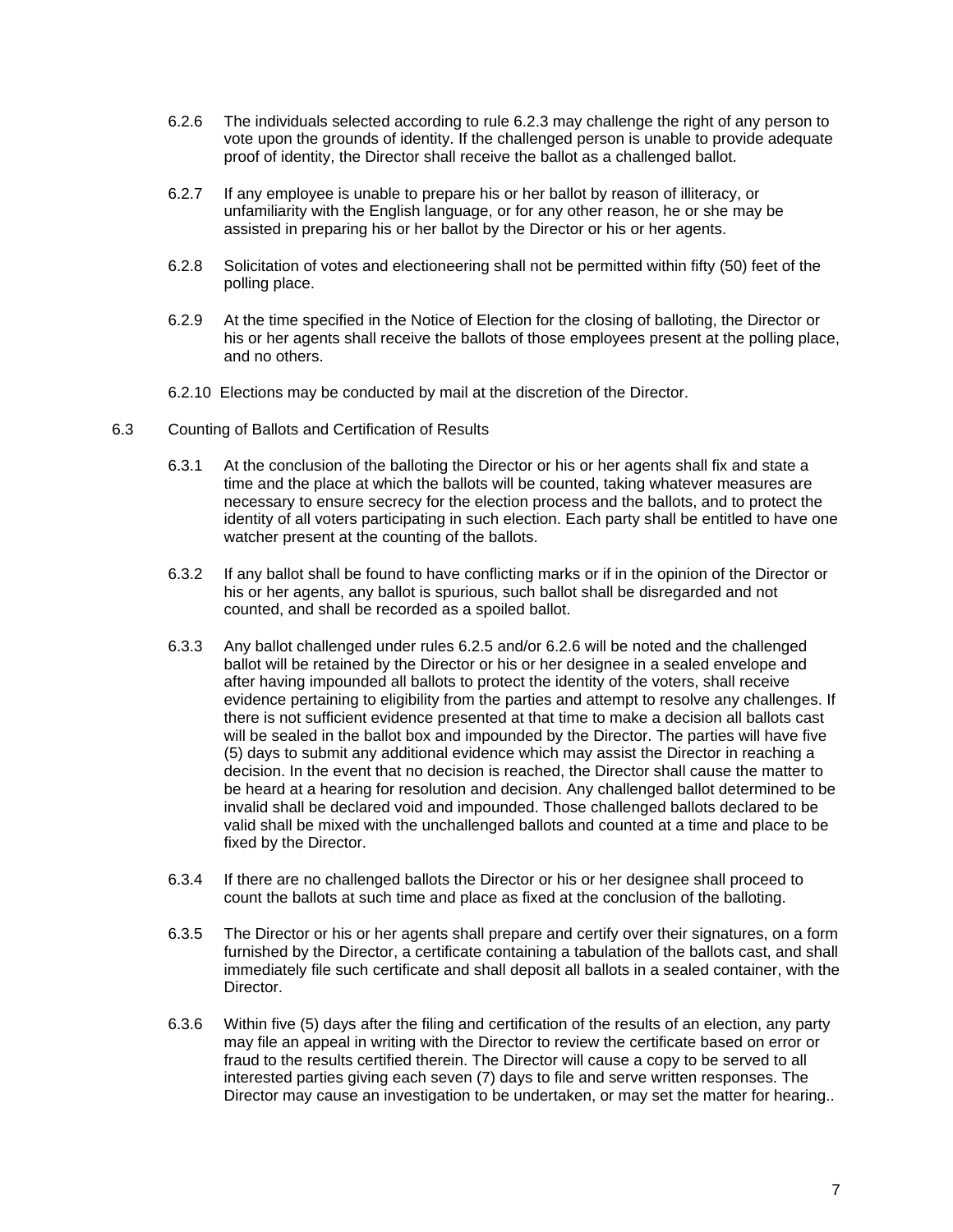6.2.6 The individuals selected according to rule 6.2.3 may challenge the right of any person to vote upon the grounds of identity. If the challenged person is unable to provide adequate proof of identity, the Director shall receive the ballot as a challenged ballot.

6.2.7 If any employee is unable to prepare his or her ballot by reason of illiteracy, or unfamiliarity with the English language, or for any other reason, he or she may be assisted in preparing his or her ballot by the Director or his or her agents.

6.2.8 Solicitation of votes and electioneering shall not be permitted within fifty (50) feet of the polling place.

6.2.9 At the time specified in the Notice of Election for the closing of balloting, the Director or his or her agents shall receive the ballots of those employees present at the polling place, and no others.

6.2.10 Elections may be conducted by mail at the discretion of the Director.

6.3 Counting of Ballots and Certification of Results

6.3.1 At the conclusion of the balloting the Director or his or her agents shall fix and state a time and the place at which the ballots will be counted, taking whatever measures are necessary to ensure secrecy for the election process and the ballots, and to protect the identity of all voters participating in such election. Each party shall be entitled to have one watcher present at the counting of the ballots.

6.3.2 If any ballot shall be found to have conflicting marks or if in the opinion of the Director or his or her agents, any ballot is spurious, such ballot shall be disregarded and not counted, and shall be recorded as a spoiled ballot.

6.3.3 Any ballot challenged under rules 6.2.5 and/or 6.2.6 will be noted and the challenged ballot will be retained by the Director or his or her designee in a sealed envelope and after having impounded all ballots to protect the identity of the voters, shall receive evidence pertaining to eligibility from the parties and attempt to resolve any challenges. If there is not sufficient evidence presented at that time to make a decision all ballots cast will be sealed in the ballot box and impounded by the Director. The parties will have five (5) days to submit any additional evidence which may assist the Director in reaching a decision. In the event that no decision is reached, the Director shall cause the matter to be heard at a hearing for resolution and decision. Any challenged ballot determined to be invalid shall be declared void and impounded. Those challenged ballots declared to be valid shall be mixed with the unchallenged ballots and counted at a time and place to be fixed by the Director.

6.3.4 If there are no challenged ballots the Director or his or her designee shall proceed to count the ballots at such time and place as fixed at the conclusion of the balloting.

6.3.5 The Director or his or her agents shall prepare and certify over their signatures, on a form furnished by the Director, a certificate containing a tabulation of the ballots cast, and shall immediately file such certificate and shall deposit all ballots in a sealed container, with the Director.

6.3.6 Within five (5) days after the filing and certification of the results of an election, any party may file an appeal in writing with the Director to review the certificate based on error or fraud to the results certified therein. The Director will cause a copy to be served to all interested parties giving each seven (7) days to file and serve written responses. The Director may cause an investigation to be undertaken, or may set the matter for hearing..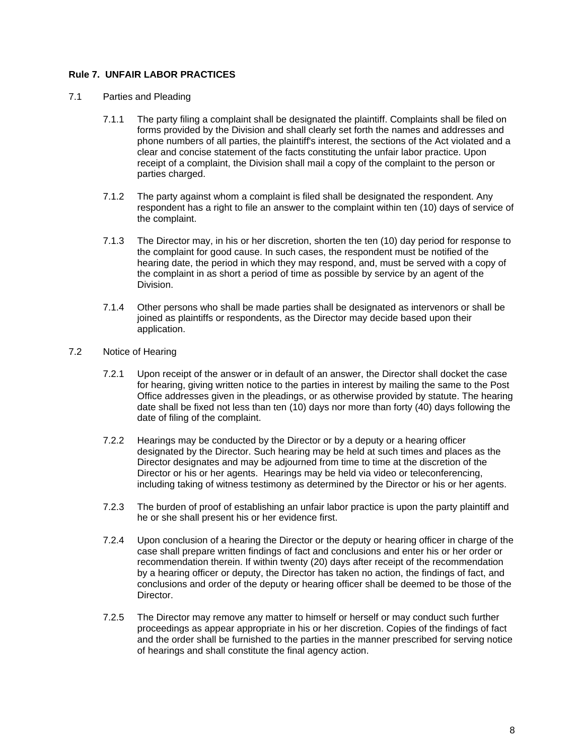## Rule 7. UNFAIR LABOR PRACTICES

7.1 Parties and Pleading

7.1.1 The party filing a complaint shall be designated the plaintiff. Complaints shall be filed on forms provided by the Division and shall clearly set forth the names and addresses and phone numbers of all parties, the plaintiff's interest, the sections of the Act violated and a clear and concise statement of the facts constituting the unfair labor practice. Upon receipt of a complaint, the Division shall mail a copy of the complaint to the person or parties charged.

7.1.2 The party against whom a complaint is filed shall be designated the respondent. Any respondent has a right to file an answer to the complaint within ten (10) days of service of the complaint.

7.1.3 The Director may, in his or her discretion, shorten the ten (10) day period for response to the complaint for good cause. In such cases, the respondent must be notified of the hearing date, the period in which they may respond, and, must be served with a copy of the complaint in as short a period of time as possible by service by an agent of the Division.

7.1.4 Other persons who shall be made parties shall be designated as intervenors or shall be joined as plaintiffs or respondents, as the Director may decide based upon their application.

7.2 Notice of Hearing

7.2.1 Upon receipt of the answer or in default of an answer, the Director shall docket the case for hearing, giving written notice to the parties in interest by mailing the same to the Post Office addresses given in the pleadings, or as otherwise provided by statute. The hearing date shall be fixed not less than ten (10) days nor more than forty (40) days following the date of filing of the complaint.

7.2.2 Hearings may be conducted by the Director or by a deputy or a hearing officer designated by the Director. Such hearing may be held at such times and places as the Director designates and may be adjourned from time to time at the discretion of the Director or his or her agents. Hearings may be held via video or teleconferencing, including taking of witness testimony as determined by the Director or his or her agents.

7.2.3 The burden of proof of establishing an unfair labor practice is upon the party plaintiff and he or she shall present his or her evidence first.

7.2.4 Upon conclusion of a hearing the Director or the deputy or hearing officer in charge of the case shall prepare written findings of fact and conclusions and enter his or her order or recommendation therein. If within twenty (20) days after receipt of the recommendation by a hearing officer or deputy, the Director has taken no action, the findings of fact, and conclusions and order of the deputy or hearing officer shall be deemed to be those of the Director.

7.2.5 The Director may remove any matter to himself or herself or may conduct such further proceedings as appear appropriate in his or her discretion. Copies of the findings of fact and the order shall be furnished to the parties in the manner prescribed for serving notice of hearings and shall constitute the final agency action.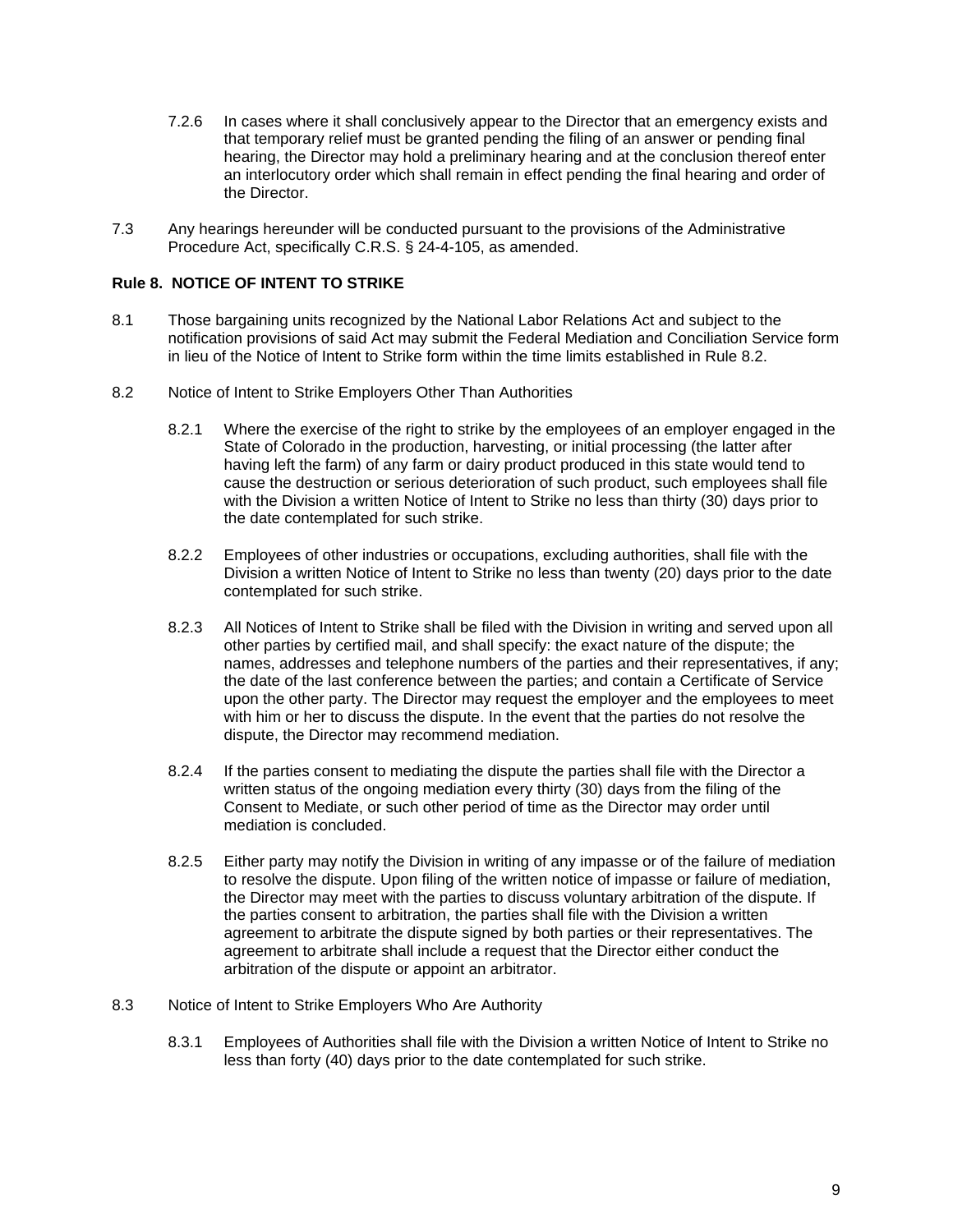7.2.6 In cases where it shall conclusively appear to the Director that an emergency exists and that temporary relief must be granted pending the filing of an answer or pending final hearing, the Director may hold a preliminary hearing and at the conclusion thereof enter an interlocutory order which shall remain in effect pending the final hearing and order of the Director.

7.3 Any hearings hereunder will be conducted pursuant to the provisions of the Administrative Procedure Act, specifically C.R.S. § 24-4-105, as amended.

**Rule 8. NOTICE OF INTENT TO STRIKE**

8.1 Those bargaining units recognized by the National Labor Relations Act and subject to the notification provisions of said Act may submit the Federal Mediation and Conciliation Service form in lieu of the Notice of Intent to Strike form within the time limits established in Rule 8.2.

8.2 Notice of Intent to Strike Employers Other Than Authorities

8.2.1 Where the exercise of the right to strike by the employees of an employer engaged in the State of Colorado in the production, harvesting, or initial processing (the latter after having left the farm) of any farm or dairy product produced in this state would tend to cause the destruction or serious deterioration of such product, such employees shall file with the Division a written Notice of Intent to Strike no less than thirty (30) days prior to the date contemplated for such strike.

8.2.2 Employees of other industries or occupations, excluding authorities, shall file with the Division a written Notice of Intent to Strike no less than twenty (20) days prior to the date contemplated for such strike.

8.2.3 All Notices of Intent to Strike shall be filed with the Division in writing and served upon all other parties by certified mail, and shall specify: the exact nature of the dispute; the names, addresses and telephone numbers of the parties and their representatives, if any; the date of the last conference between the parties; and contain a Certificate of Service upon the other party. The Director may request the employer and the employees to meet with him or her to discuss the dispute. In the event that the parties do not resolve the dispute, the Director may recommend mediation.

8.2.4 If the parties consent to mediating the dispute the parties shall file with the Director a written status of the ongoing mediation every thirty (30) days from the filing of the Consent to Mediate, or such other period of time as the Director may order until mediation is concluded.

8.2.5 Either party may notify the Division in writing of any impasse or of the failure of mediation to resolve the dispute. Upon filing of the written notice of impasse or failure of mediation, the Director may meet with the parties to discuss voluntary arbitration of the dispute. If the parties consent to arbitration, the parties shall file with the Division a written agreement to arbitrate the dispute signed by both parties or their representatives. The agreement to arbitrate shall include a request that the Director either conduct the arbitration of the dispute or appoint an arbitrator.

8.3 Notice of Intent to Strike Employers Who Are Authority

8.3.1 Employees of Authorities shall file with the Division a written Notice of Intent to Strike no less than forty (40) days prior to the date contemplated for such strike.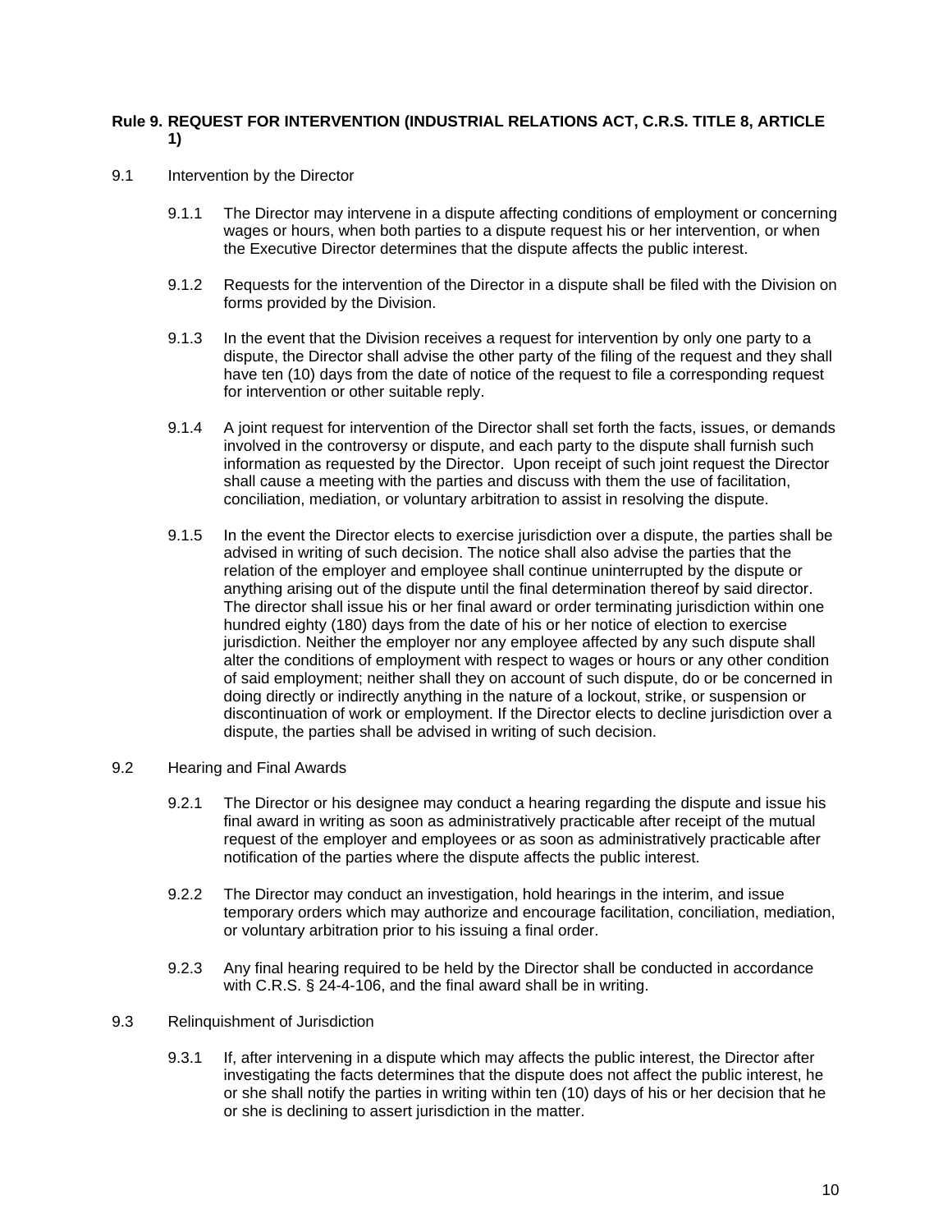**Rule 9. REQUEST FOR INTERVENTION (INDUSTRIAL RELATIONS ACT, C.R.S. TITLE 8, ARTICLE 1)**

9.1 Intervention by the Director

9.1.1 The Director may intervene in a dispute affecting conditions of employment or concerning wages or hours, when both parties to a dispute request his or her intervention, or when the Executive Director determines that the dispute affects the public interest.

9.1.2 Requests for the intervention of the Director in a dispute shall be filed with the Division on forms provided by the Division.

9.1.3 In the event that the Division receives a request for intervention by only one party to a dispute, the Director shall advise the other party of the filing of the request and they shall have ten (10) days from the date of notice of the request to file a corresponding request for intervention or other suitable reply.

9.1.4 A joint request for intervention of the Director shall set forth the facts, issues, or demands involved in the controversy or dispute, and each party to the dispute shall furnish such information as requested by the Director. Upon receipt of such joint request the Director shall cause a meeting with the parties and discuss with them the use of facilitation, conciliation, mediation, or voluntary arbitration to assist in resolving the dispute.

9.1.5 In the event the Director elects to exercise jurisdiction over a dispute, the parties shall be advised in writing of such decision. The notice shall also advise the parties that the relation of the employer and employee shall continue uninterrupted by the dispute or anything arising out of the dispute until the final determination thereof by said director. The director shall issue his or her final award or order terminating jurisdiction within one hundred eighty (180) days from the date of his or her notice of election to exercise jurisdiction. Neither the employer nor any employee affected by any such dispute shall alter the conditions of employment with respect to wages or hours or any other condition of said employment; neither shall they on account of such dispute, do or be concerned in doing directly or indirectly anything in the nature of a lockout, strike, or suspension or discontinuation of work or employment. If the Director elects to decline jurisdiction over a dispute, the parties shall be advised in writing of such decision.

9.2 Hearing and Final Awards

9.2.1 The Director or his designee may conduct a hearing regarding the dispute and issue his final award in writing as soon as administratively practicable after receipt of the mutual request of the employer and employees or as soon as administratively practicable after notification of the parties where the dispute affects the public interest.

9.2.2 The Director may conduct an investigation, hold hearings in the interim, and issue temporary orders which may authorize and encourage facilitation, conciliation, mediation, or voluntary arbitration prior to his issuing a final order.

9.2.3 Any final hearing required to be held by the Director shall be conducted in accordance with C.R.S. § 24-4-106, and the final award shall be in writing.

9.3 Relinquishment of Jurisdiction

9.3.1 If, after intervening in a dispute which may affects the public interest, the Director after investigating the facts determines that the dispute does not affect the public interest, he or she shall notify the parties in writing within ten (10) days of his or her decision that he or she is declining to assert jurisdiction in the matter.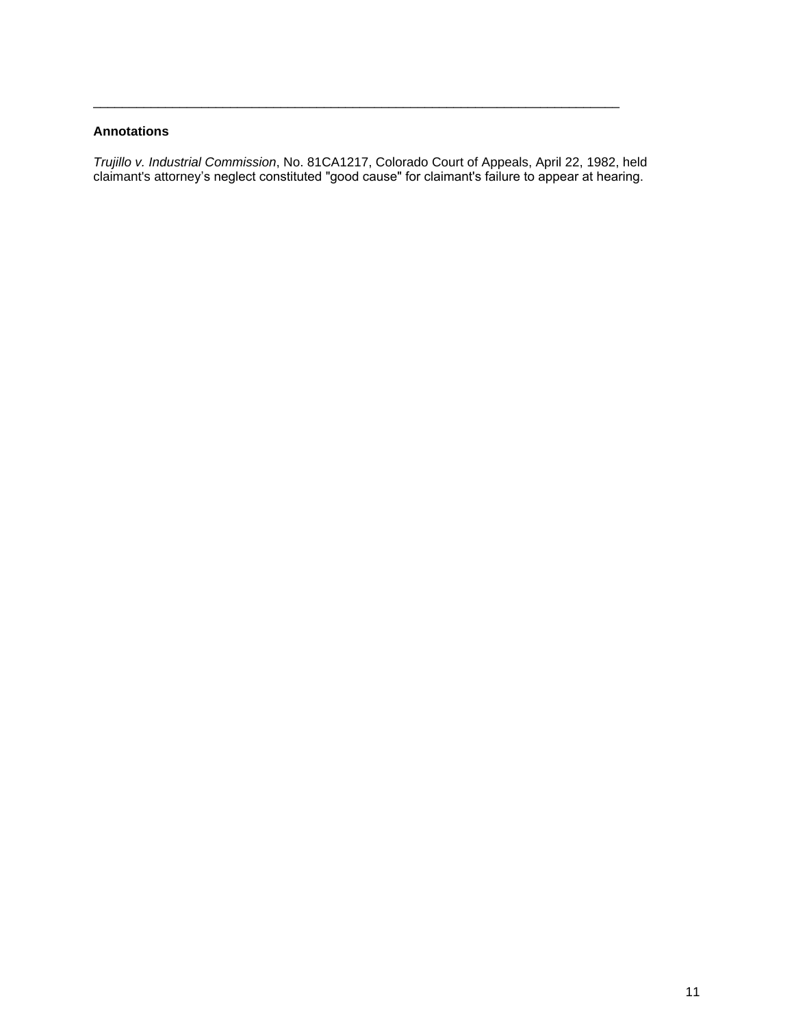---

**Annotations**

*Trujillo v. Industrial Commission*, No. 81CA1217, Colorado Court of Appeals, April 22, 1982, held claimant's attorney’s neglect constituted "good cause" for claimant's failure to appear at hearing.